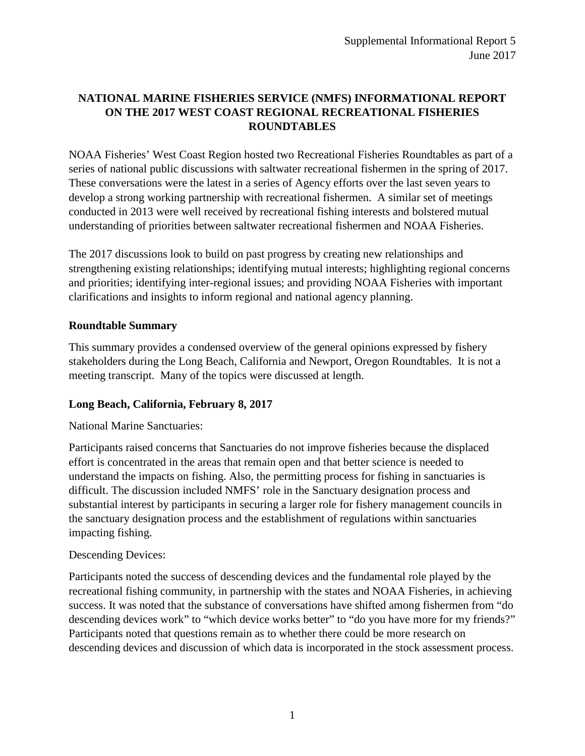Supplemental Informational Report 5
June 2017

# NATIONAL MARINE FISHERIES SERVICE (NMFS) INFORMATIONAL REPORT ON THE 2017 WEST COAST REGIONAL RECREATIONAL FISHERIES ROUNDTABLES

NOAA Fisheries' West Coast Region hosted two Recreational Fisheries Roundtables as part of a series of national public discussions with saltwater recreational fishermen in the spring of 2017. These conversations were the latest in a series of Agency efforts over the last seven years to develop a strong working partnership with recreational fishermen. A similar set of meetings conducted in 2013 were well received by recreational fishing interests and bolstered mutual understanding of priorities between saltwater recreational fishermen and NOAA Fisheries.

The 2017 discussions look to build on past progress by creating new relationships and strengthening existing relationships; identifying mutual interests; highlighting regional concerns and priorities; identifying inter-regional issues; and providing NOAA Fisheries with important clarifications and insights to inform regional and national agency planning.

## Roundtable Summary

This summary provides a condensed overview of the general opinions expressed by fishery stakeholders during the Long Beach, California and Newport, Oregon Roundtables. It is not a meeting transcript. Many of the topics were discussed at length.

## Long Beach, California, February 8, 2017

National Marine Sanctuaries:

Participants raised concerns that Sanctuaries do not improve fisheries because the displaced effort is concentrated in the areas that remain open and that better science is needed to understand the impacts on fishing. Also, the permitting process for fishing in sanctuaries is difficult. The discussion included NMFS' role in the Sanctuary designation process and substantial interest by participants in securing a larger role for fishery management councils in the sanctuary designation process and the establishment of regulations within sanctuaries impacting fishing.

Descending Devices:

Participants noted the success of descending devices and the fundamental role played by the recreational fishing community, in partnership with the states and NOAA Fisheries, in achieving success. It was noted that the substance of conversations have shifted among fishermen from "do descending devices work" to "which device works better" to "do you have more for my friends?" Participants noted that questions remain as to whether there could be more research on descending devices and discussion of which data is incorporated in the stock assessment process.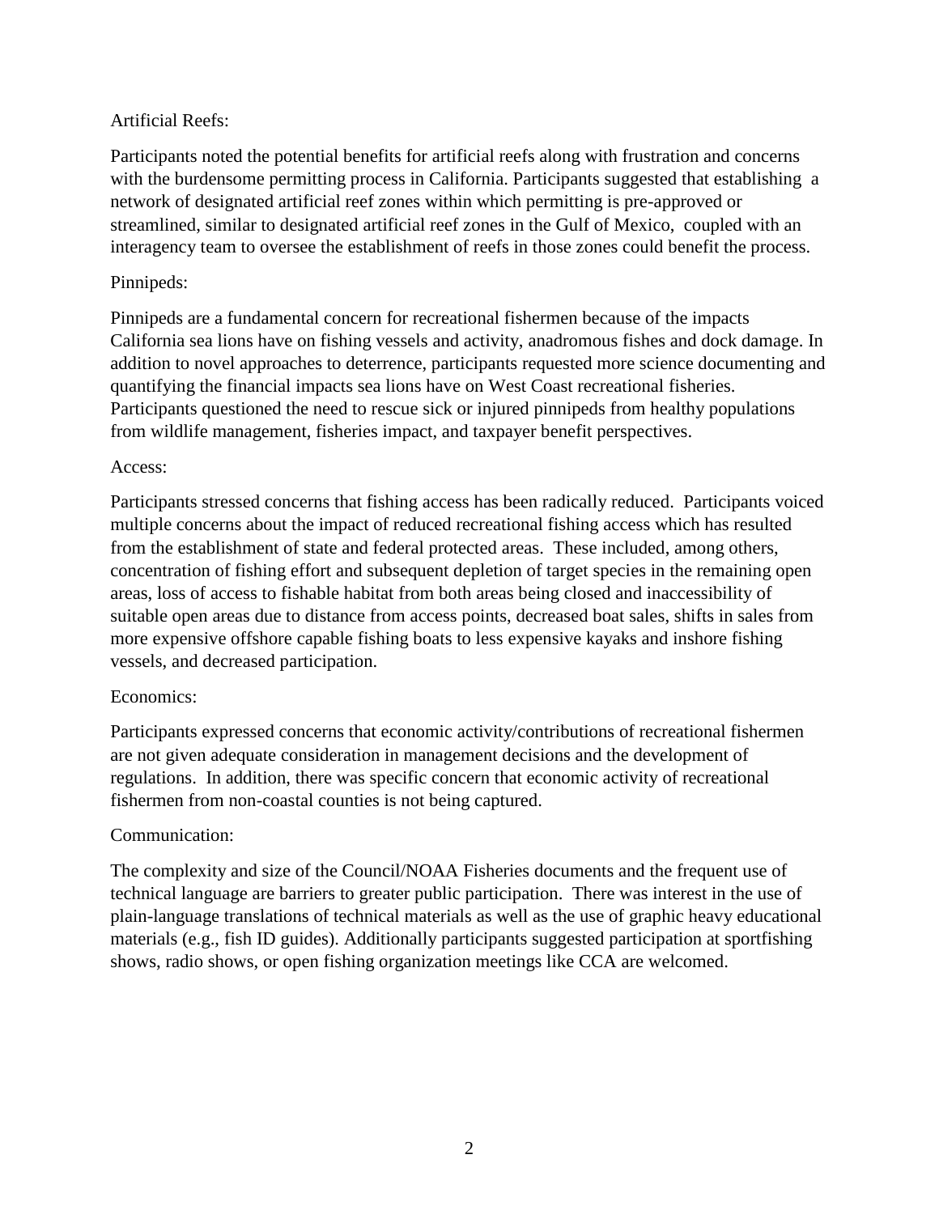Artificial Reefs:

Participants noted the potential benefits for artificial reefs along with frustration and concerns with the burdensome permitting process in California. Participants suggested that establishing a network of designated artificial reef zones within which permitting is pre-approved or streamlined, similar to designated artificial reef zones in the Gulf of Mexico, coupled with an interagency team to oversee the establishment of reefs in those zones could benefit the process.

Pinnipeds:

Pinnipeds are a fundamental concern for recreational fishermen because of the impacts California sea lions have on fishing vessels and activity, anadromous fishes and dock damage. In addition to novel approaches to deterrence, participants requested more science documenting and quantifying the financial impacts sea lions have on West Coast recreational fisheries. Participants questioned the need to rescue sick or injured pinnipeds from healthy populations from wildlife management, fisheries impact, and taxpayer benefit perspectives.

Access:

Participants stressed concerns that fishing access has been radically reduced. Participants voiced multiple concerns about the impact of reduced recreational fishing access which has resulted from the establishment of state and federal protected areas. These included, among others, concentration of fishing effort and subsequent depletion of target species in the remaining open areas, loss of access to fishable habitat from both areas being closed and inaccessibility of suitable open areas due to distance from access points, decreased boat sales, shifts in sales from more expensive offshore capable fishing boats to less expensive kayaks and inshore fishing vessels, and decreased participation.

Economics:

Participants expressed concerns that economic activity/contributions of recreational fishermen are not given adequate consideration in management decisions and the development of regulations. In addition, there was specific concern that economic activity of recreational fishermen from non-coastal counties is not being captured.

Communication:

The complexity and size of the Council/NOAA Fisheries documents and the frequent use of technical language are barriers to greater public participation. There was interest in the use of plain-language translations of technical materials as well as the use of graphic heavy educational materials (e.g., fish ID guides). Additionally participants suggested participation at sportfishing shows, radio shows, or open fishing organization meetings like CCA are welcomed.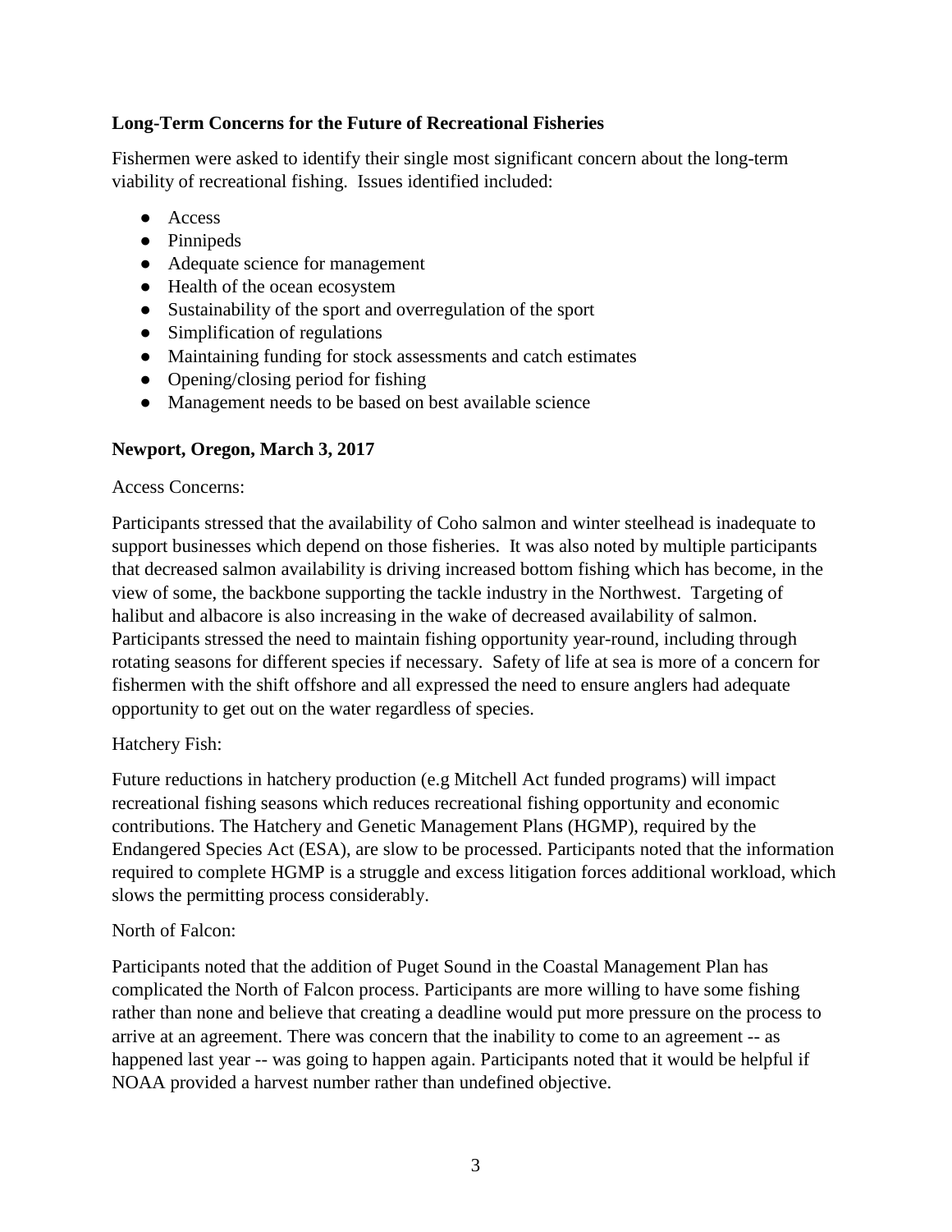**Long-Term Concerns for the Future of Recreational Fisheries**

Fishermen were asked to identify their single most significant concern about the long-term viability of recreational fishing. Issues identified included:

- Access
- Pinnipeds
- Adequate science for management
- Health of the ocean ecosystem
- Sustainability of the sport and overregulation of the sport
- Simplification of regulations
- Maintaining funding for stock assessments and catch estimates
- Opening/closing period for fishing
- Management needs to be based on best available science

**Newport, Oregon, March 3, 2017**

Access Concerns:

Participants stressed that the availability of Coho salmon and winter steelhead is inadequate to support businesses which depend on those fisheries. It was also noted by multiple participants that decreased salmon availability is driving increased bottom fishing which has become, in the view of some, the backbone supporting the tackle industry in the Northwest. Targeting of halibut and albacore is also increasing in the wake of decreased availability of salmon. Participants stressed the need to maintain fishing opportunity year-round, including through rotating seasons for different species if necessary. Safety of life at sea is more of a concern for fishermen with the shift offshore and all expressed the need to ensure anglers had adequate opportunity to get out on the water regardless of species.

Hatchery Fish:

Future reductions in hatchery production (e.g Mitchell Act funded programs) will impact recreational fishing seasons which reduces recreational fishing opportunity and economic contributions. The Hatchery and Genetic Management Plans (HGMP), required by the Endangered Species Act (ESA), are slow to be processed. Participants noted that the information required to complete HGMP is a struggle and excess litigation forces additional workload, which slows the permitting process considerably.

North of Falcon:

Participants noted that the addition of Puget Sound in the Coastal Management Plan has complicated the North of Falcon process. Participants are more willing to have some fishing rather than none and believe that creating a deadline would put more pressure on the process to arrive at an agreement. There was concern that the inability to come to an agreement -- as happened last year -- was going to happen again. Participants noted that it would be helpful if NOAA provided a harvest number rather than undefined objective.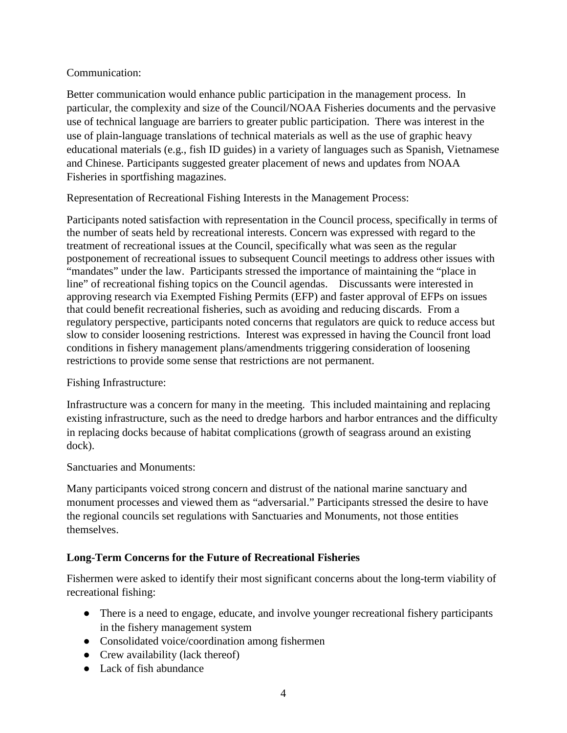Communication:

Better communication would enhance public participation in the management process. In particular, the complexity and size of the Council/NOAA Fisheries documents and the pervasive use of technical language are barriers to greater public participation. There was interest in the use of plain-language translations of technical materials as well as the use of graphic heavy educational materials (e.g., fish ID guides) in a variety of languages such as Spanish, Vietnamese and Chinese. Participants suggested greater placement of news and updates from NOAA Fisheries in sportfishing magazines.

Representation of Recreational Fishing Interests in the Management Process:

Participants noted satisfaction with representation in the Council process, specifically in terms of the number of seats held by recreational interests. Concern was expressed with regard to the treatment of recreational issues at the Council, specifically what was seen as the regular postponement of recreational issues to subsequent Council meetings to address other issues with "mandates" under the law. Participants stressed the importance of maintaining the "place in line" of recreational fishing topics on the Council agendas. Discussants were interested in approving research via Exempted Fishing Permits (EFP) and faster approval of EFPs on issues that could benefit recreational fisheries, such as avoiding and reducing discards. From a regulatory perspective, participants noted concerns that regulators are quick to reduce access but slow to consider loosening restrictions. Interest was expressed in having the Council front load conditions in fishery management plans/amendments triggering consideration of loosening restrictions to provide some sense that restrictions are not permanent.

Fishing Infrastructure:

Infrastructure was a concern for many in the meeting. This included maintaining and replacing existing infrastructure, such as the need to dredge harbors and harbor entrances and the difficulty in replacing docks because of habitat complications (growth of seagrass around an existing dock).

Sanctuaries and Monuments:

Many participants voiced strong concern and distrust of the national marine sanctuary and monument processes and viewed them as "adversarial." Participants stressed the desire to have the regional councils set regulations with Sanctuaries and Monuments, not those entities themselves.

**Long-Term Concerns for the Future of Recreational Fisheries**

Fishermen were asked to identify their most significant concerns about the long-term viability of recreational fishing:

- There is a need to engage, educate, and involve younger recreational fishery participants in the fishery management system
- Consolidated voice/coordination among fishermen
- Crew availability (lack thereof)
- Lack of fish abundance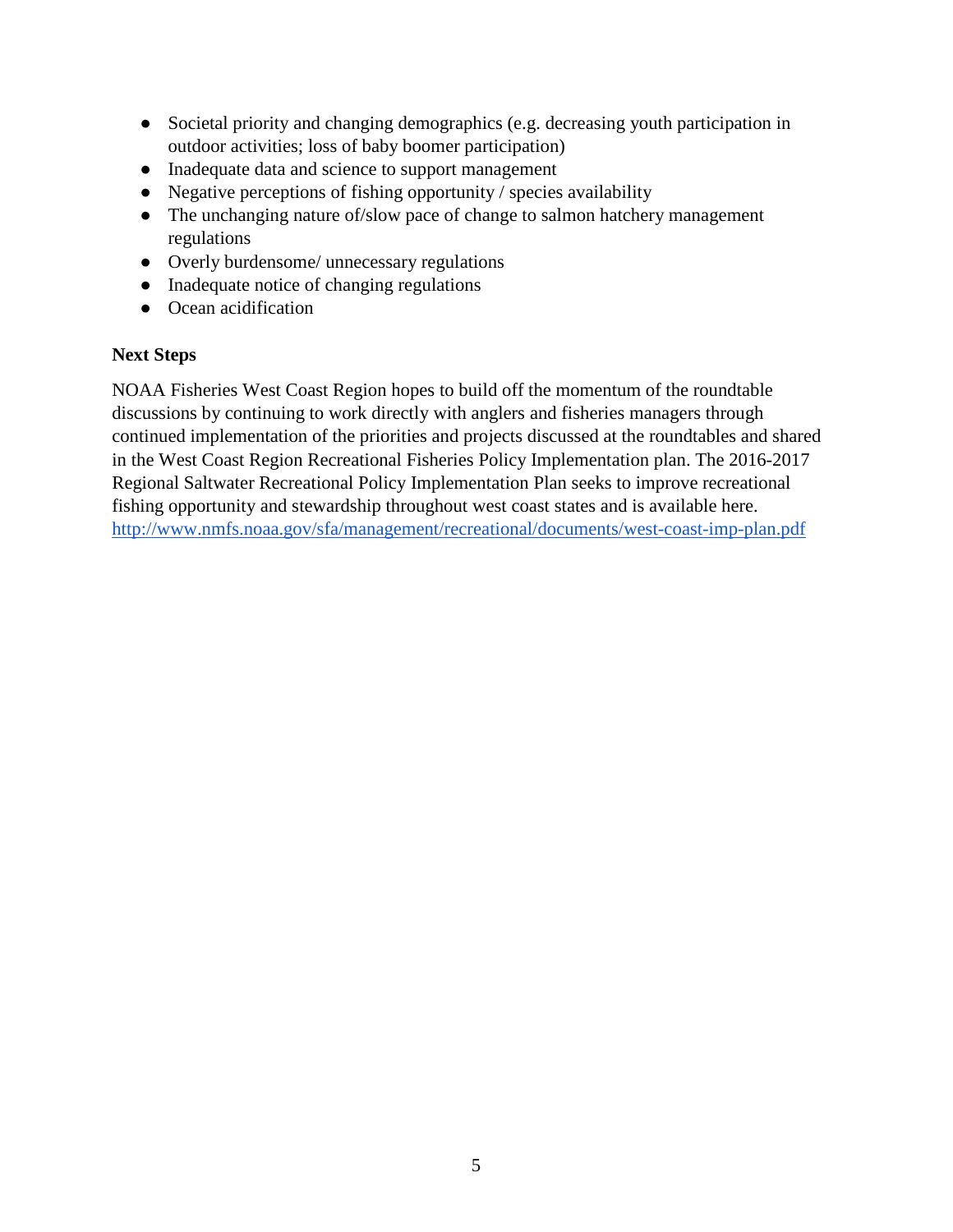- Societal priority and changing demographics (e.g. decreasing youth participation in outdoor activities; loss of baby boomer participation)
- Inadequate data and science to support management
- Negative perceptions of fishing opportunity / species availability
- The unchanging nature of/slow pace of change to salmon hatchery management regulations
- Overly burdensome/ unnecessary regulations
- Inadequate notice of changing regulations
- Ocean acidification

**Next Steps**

NOAA Fisheries West Coast Region hopes to build off the momentum of the roundtable discussions by continuing to work directly with anglers and fisheries managers through continued implementation of the priorities and projects discussed at the roundtables and shared in the West Coast Region Recreational Fisheries Policy Implementation plan. The 2016-2017 Regional Saltwater Recreational Policy Implementation Plan seeks to improve recreational fishing opportunity and stewardship throughout west coast states and is available here. http://www.nmfs.noaa.gov/sfa/management/recreational/documents/west-coast-imp-plan.pdf